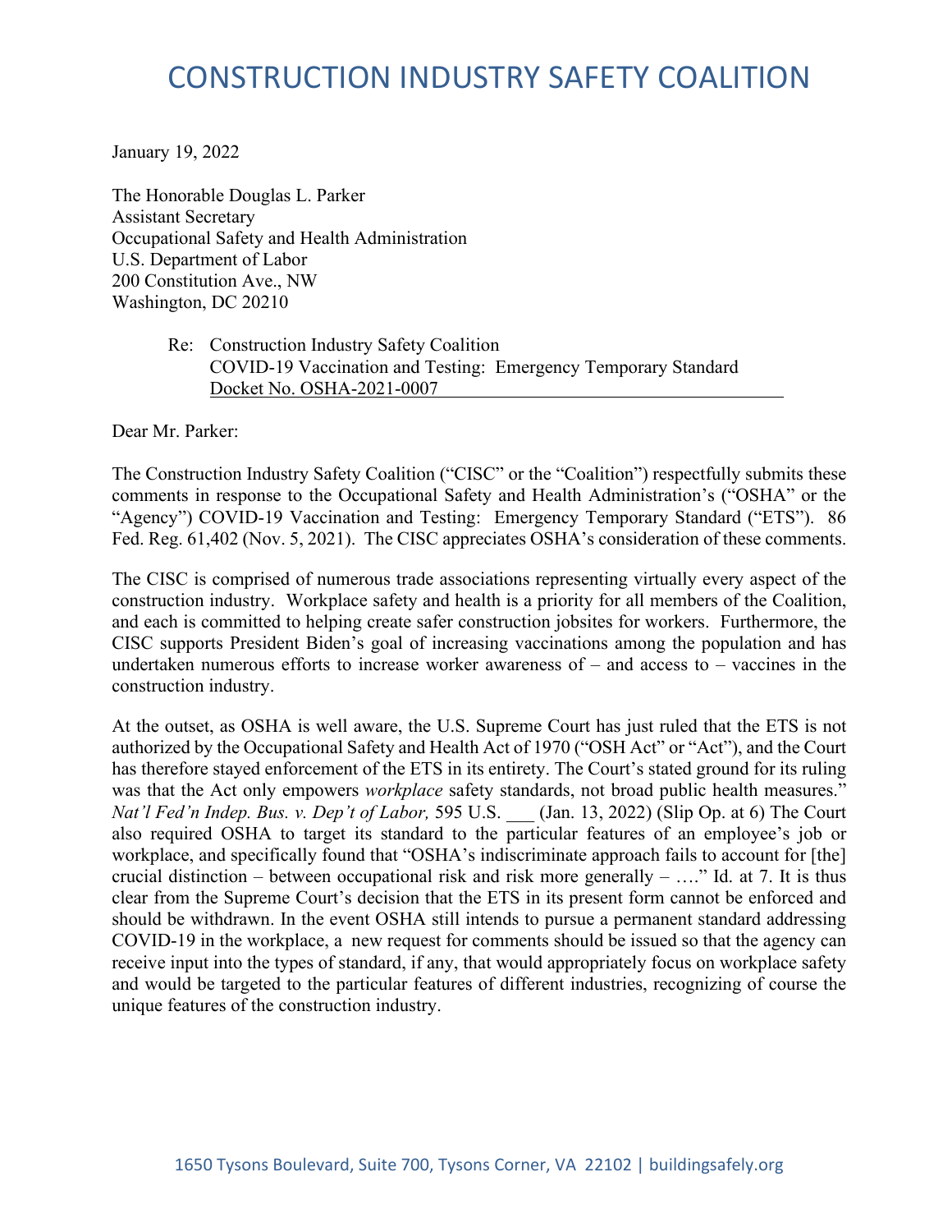# CONSTRUCTION INDUSTRY SAFETY COALITION

January 19, 2022

The Honorable Douglas L. Parker
Assistant Secretary
Occupational Safety and Health Administration
U.S. Department of Labor
200 Constitution Ave., NW
Washington, DC 20210

Re: Construction Industry Safety Coalition
COVID-19 Vaccination and Testing: Emergency Temporary Standard
Docket No. OSHA-2021-0007

Dear Mr. Parker:

The Construction Industry Safety Coalition ("CISC" or the "Coalition") respectfully submits these comments in response to the Occupational Safety and Health Administration's ("OSHA" or the "Agency") COVID-19 Vaccination and Testing: Emergency Temporary Standard ("ETS"). 86 Fed. Reg. 61,402 (Nov. 5, 2021). The CISC appreciates OSHA's consideration of these comments.

The CISC is comprised of numerous trade associations representing virtually every aspect of the construction industry. Workplace safety and health is a priority for all members of the Coalition, and each is committed to helping create safer construction jobsites for workers. Furthermore, the CISC supports President Biden's goal of increasing vaccinations among the population and has undertaken numerous efforts to increase worker awareness of – and access to – vaccines in the construction industry.

At the outset, as OSHA is well aware, the U.S. Supreme Court has just ruled that the ETS is not authorized by the Occupational Safety and Health Act of 1970 ("OSH Act" or "Act"), and the Court has therefore stayed enforcement of the ETS in its entirety. The Court's stated ground for its ruling was that the Act only empowers *workplace* safety standards, not broad public health measures." *Nat'l Fed'n Indep. Bus. v. Dep't of Labor,* 595 U.S. ___ (Jan. 13, 2022) (Slip Op. at 6) The Court also required OSHA to target its standard to the particular features of an employee's job or workplace, and specifically found that "OSHA's indiscriminate approach fails to account for [the] crucial distinction – between occupational risk and risk more generally – …." Id. at 7. It is thus clear from the Supreme Court's decision that the ETS in its present form cannot be enforced and should be withdrawn. In the event OSHA still intends to pursue a permanent standard addressing COVID-19 in the workplace, a new request for comments should be issued so that the agency can receive input into the types of standard, if any, that would appropriately focus on workplace safety and would be targeted to the particular features of different industries, recognizing of course the unique features of the construction industry.

1650 Tysons Boulevard, Suite 700, Tysons Corner, VA 22102 | buildingsafely.org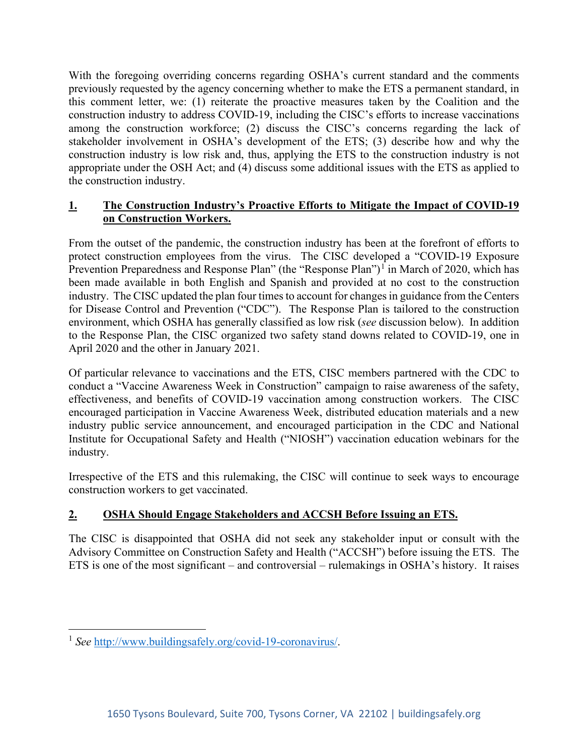With the foregoing overriding concerns regarding OSHA's current standard and the comments previously requested by the agency concerning whether to make the ETS a permanent standard, in this comment letter, we: (1) reiterate the proactive measures taken by the Coalition and the construction industry to address COVID-19, including the CISC's efforts to increase vaccinations among the construction workforce; (2) discuss the CISC's concerns regarding the lack of stakeholder involvement in OSHA's development of the ETS; (3) describe how and why the construction industry is low risk and, thus, applying the ETS to the construction industry is not appropriate under the OSH Act; and (4) discuss some additional issues with the ETS as applied to the construction industry.

## 1. The Construction Industry's Proactive Efforts to Mitigate the Impact of COVID-19 on Construction Workers.

From the outset of the pandemic, the construction industry has been at the forefront of efforts to protect construction employees from the virus. The CISC developed a "COVID-19 Exposure Prevention Preparedness and Response Plan" (the "Response Plan")[1] in March of 2020, which has been made available in both English and Spanish and provided at no cost to the construction industry. The CISC updated the plan four times to account for changes in guidance from the Centers for Disease Control and Prevention ("CDC"). The Response Plan is tailored to the construction environment, which OSHA has generally classified as low risk (*see* discussion below). In addition to the Response Plan, the CISC organized two safety stand downs related to COVID-19, one in April 2020 and the other in January 2021.

Of particular relevance to vaccinations and the ETS, CISC members partnered with the CDC to conduct a "Vaccine Awareness Week in Construction" campaign to raise awareness of the safety, effectiveness, and benefits of COVID-19 vaccination among construction workers. The CISC encouraged participation in Vaccine Awareness Week, distributed education materials and a new industry public service announcement, and encouraged participation in the CDC and National Institute for Occupational Safety and Health ("NIOSH") vaccination education webinars for the industry.

Irrespective of the ETS and this rulemaking, the CISC will continue to seek ways to encourage construction workers to get vaccinated.

## 2. OSHA Should Engage Stakeholders and ACCSH Before Issuing an ETS.

The CISC is disappointed that OSHA did not seek any stakeholder input or consult with the Advisory Committee on Construction Safety and Health ("ACCSH") before issuing the ETS. The ETS is one of the most significant – and controversial – rulemakings in OSHA's history. It raises

---

[1] *See* http://www.buildingsafely.org/covid-19-coronavirus/.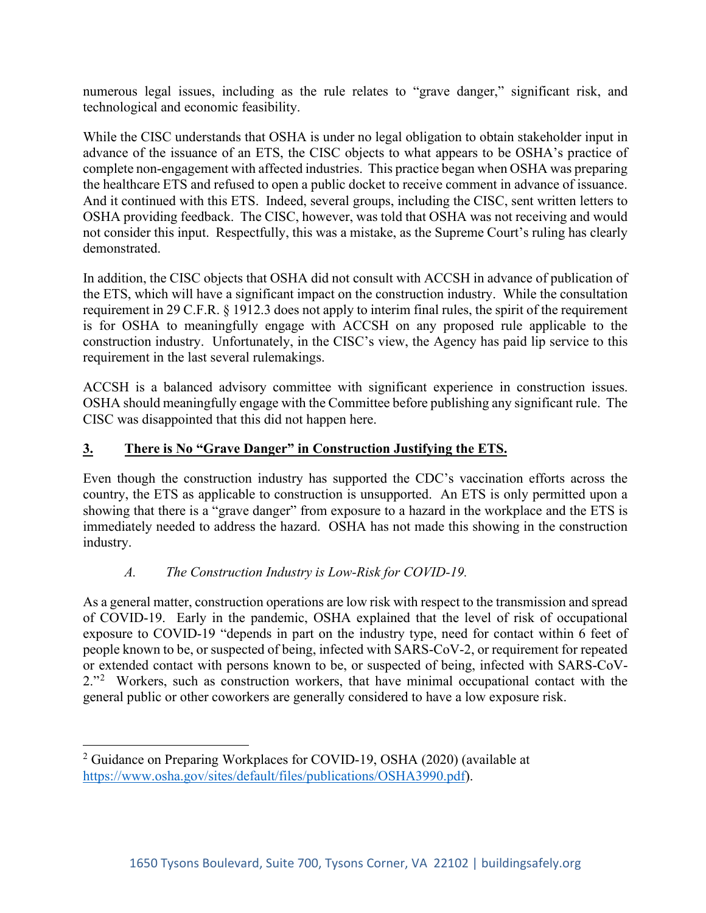numerous legal issues, including as the rule relates to "grave danger," significant risk, and technological and economic feasibility.

While the CISC understands that OSHA is under no legal obligation to obtain stakeholder input in advance of the issuance of an ETS, the CISC objects to what appears to be OSHA's practice of complete non-engagement with affected industries. This practice began when OSHA was preparing the healthcare ETS and refused to open a public docket to receive comment in advance of issuance. And it continued with this ETS. Indeed, several groups, including the CISC, sent written letters to OSHA providing feedback. The CISC, however, was told that OSHA was not receiving and would not consider this input. Respectfully, this was a mistake, as the Supreme Court's ruling has clearly demonstrated.

In addition, the CISC objects that OSHA did not consult with ACCSH in advance of publication of the ETS, which will have a significant impact on the construction industry. While the consultation requirement in 29 C.F.R. § 1912.3 does not apply to interim final rules, the spirit of the requirement is for OSHA to meaningfully engage with ACCSH on any proposed rule applicable to the construction industry. Unfortunately, in the CISC's view, the Agency has paid lip service to this requirement in the last several rulemakings.

ACCSH is a balanced advisory committee with significant experience in construction issues. OSHA should meaningfully engage with the Committee before publishing any significant rule. The CISC was disappointed that this did not happen here.

## 3. There is No "Grave Danger" in Construction Justifying the ETS.

Even though the construction industry has supported the CDC's vaccination efforts across the country, the ETS as applicable to construction is unsupported. An ETS is only permitted upon a showing that there is a "grave danger" from exposure to a hazard in the workplace and the ETS is immediately needed to address the hazard. OSHA has not made this showing in the construction industry.

### *A. The Construction Industry is Low-Risk for COVID-19.*

As a general matter, construction operations are low risk with respect to the transmission and spread of COVID-19. Early in the pandemic, OSHA explained that the level of risk of occupational exposure to COVID-19 "depends in part on the industry type, need for contact within 6 feet of people known to be, or suspected of being, infected with SARS-CoV-2, or requirement for repeated or extended contact with persons known to be, or suspected of being, infected with SARS-CoV-2."[2] Workers, such as construction workers, that have minimal occupational contact with the general public or other coworkers are generally considered to have a low exposure risk.

[2] Guidance on Preparing Workplaces for COVID-19, OSHA (2020) (available at https://www.osha.gov/sites/default/files/publications/OSHA3990.pdf).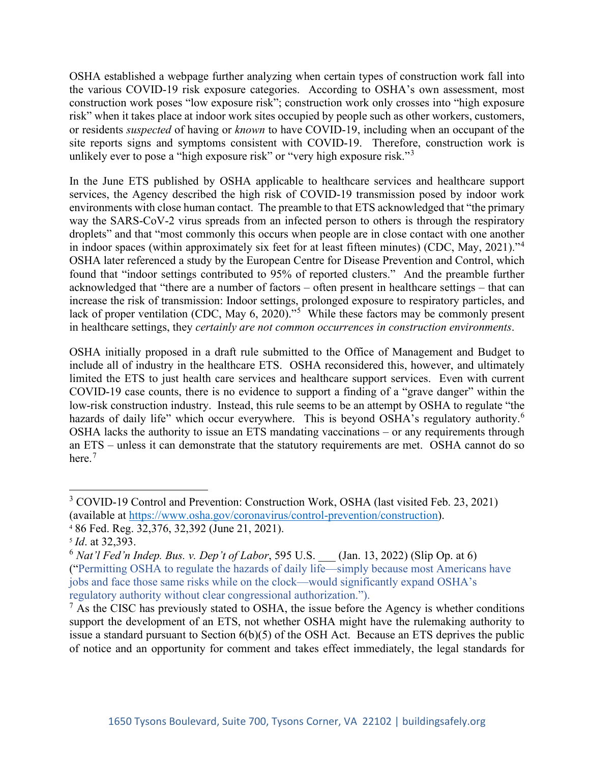OSHA established a webpage further analyzing when certain types of construction work fall into the various COVID-19 risk exposure categories. According to OSHA's own assessment, most construction work poses "low exposure risk"; construction work only crosses into "high exposure risk" when it takes place at indoor work sites occupied by people such as other workers, customers, or residents *suspected* of having or *known* to have COVID-19, including when an occupant of the site reports signs and symptoms consistent with COVID-19. Therefore, construction work is unlikely ever to pose a "high exposure risk" or "very high exposure risk."[3]

In the June ETS published by OSHA applicable to healthcare services and healthcare support services, the Agency described the high risk of COVID-19 transmission posed by indoor work environments with close human contact. The preamble to that ETS acknowledged that "the primary way the SARS-CoV-2 virus spreads from an infected person to others is through the respiratory droplets" and that "most commonly this occurs when people are in close contact with one another in indoor spaces (within approximately six feet for at least fifteen minutes) (CDC, May, 2021)."[4] OSHA later referenced a study by the European Centre for Disease Prevention and Control, which found that "indoor settings contributed to 95% of reported clusters." And the preamble further acknowledged that "there are a number of factors – often present in healthcare settings – that can increase the risk of transmission: Indoor settings, prolonged exposure to respiratory particles, and lack of proper ventilation (CDC, May 6, 2020)."[5] While these factors may be commonly present in healthcare settings, they *certainly are not common occurrences in construction environments*.

OSHA initially proposed in a draft rule submitted to the Office of Management and Budget to include all of industry in the healthcare ETS. OSHA reconsidered this, however, and ultimately limited the ETS to just health care services and healthcare support services. Even with current COVID-19 case counts, there is no evidence to support a finding of a "grave danger" within the low-risk construction industry. Instead, this rule seems to be an attempt by OSHA to regulate "the hazards of daily life" which occur everywhere. This is beyond OSHA's regulatory authority.[6] OSHA lacks the authority to issue an ETS mandating vaccinations – or any requirements through an ETS – unless it can demonstrate that the statutory requirements are met. OSHA cannot do so here.[7]

---

[3] COVID-19 Control and Prevention: Construction Work, OSHA (last visited Feb. 23, 2021) (available at https://www.osha.gov/coronavirus/control-prevention/construction).

[4] 86 Fed. Reg. 32,376, 32,392 (June 21, 2021).

[5] *Id*. at 32,393.

[6] *Nat'l Fed'n Indep. Bus. v. Dep't of Labor*, 595 U.S. ___ (Jan. 13, 2022) (Slip Op. at 6) ("Permitting OSHA to regulate the hazards of daily life—simply because most Americans have jobs and face those same risks while on the clock—would significantly expand OSHA's regulatory authority without clear congressional authorization.").

[7] As the CISC has previously stated to OSHA, the issue before the Agency is whether conditions support the development of an ETS, not whether OSHA might have the rulemaking authority to issue a standard pursuant to Section 6(b)(5) of the OSH Act. Because an ETS deprives the public of notice and an opportunity for comment and takes effect immediately, the legal standards for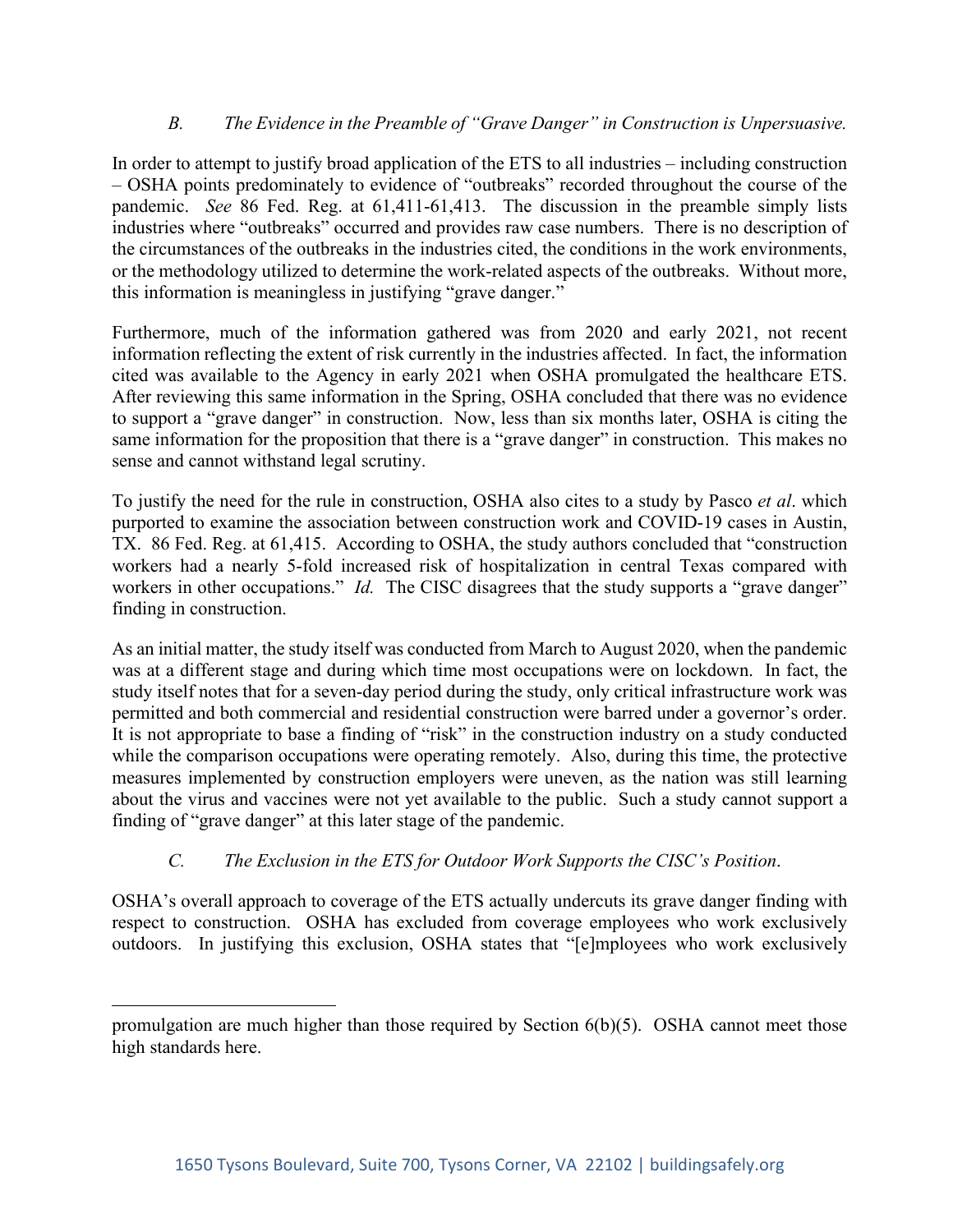### *B. The Evidence in the Preamble of "Grave Danger" in Construction is Unpersuasive.*

In order to attempt to justify broad application of the ETS to all industries – including construction – OSHA points predominately to evidence of "outbreaks" recorded throughout the course of the pandemic. *See* 86 Fed. Reg. at 61,411-61,413. The discussion in the preamble simply lists industries where "outbreaks" occurred and provides raw case numbers. There is no description of the circumstances of the outbreaks in the industries cited, the conditions in the work environments, or the methodology utilized to determine the work-related aspects of the outbreaks. Without more, this information is meaningless in justifying "grave danger."

Furthermore, much of the information gathered was from 2020 and early 2021, not recent information reflecting the extent of risk currently in the industries affected. In fact, the information cited was available to the Agency in early 2021 when OSHA promulgated the healthcare ETS. After reviewing this same information in the Spring, OSHA concluded that there was no evidence to support a "grave danger" in construction. Now, less than six months later, OSHA is citing the same information for the proposition that there is a "grave danger" in construction. This makes no sense and cannot withstand legal scrutiny.

To justify the need for the rule in construction, OSHA also cites to a study by Pasco *et al*. which purported to examine the association between construction work and COVID-19 cases in Austin, TX. 86 Fed. Reg. at 61,415. According to OSHA, the study authors concluded that "construction workers had a nearly 5-fold increased risk of hospitalization in central Texas compared with workers in other occupations." *Id.* The CISC disagrees that the study supports a "grave danger" finding in construction.

As an initial matter, the study itself was conducted from March to August 2020, when the pandemic was at a different stage and during which time most occupations were on lockdown. In fact, the study itself notes that for a seven-day period during the study, only critical infrastructure work was permitted and both commercial and residential construction were barred under a governor's order. It is not appropriate to base a finding of "risk" in the construction industry on a study conducted while the comparison occupations were operating remotely. Also, during this time, the protective measures implemented by construction employers were uneven, as the nation was still learning about the virus and vaccines were not yet available to the public. Such a study cannot support a finding of "grave danger" at this later stage of the pandemic.

### *C. The Exclusion in the ETS for Outdoor Work Supports the CISC's Position.*

OSHA's overall approach to coverage of the ETS actually undercuts its grave danger finding with respect to construction. OSHA has excluded from coverage employees who work exclusively outdoors. In justifying this exclusion, OSHA states that "[e]mployees who work exclusively

---

promulgation are much higher than those required by Section 6(b)(5). OSHA cannot meet those high standards here.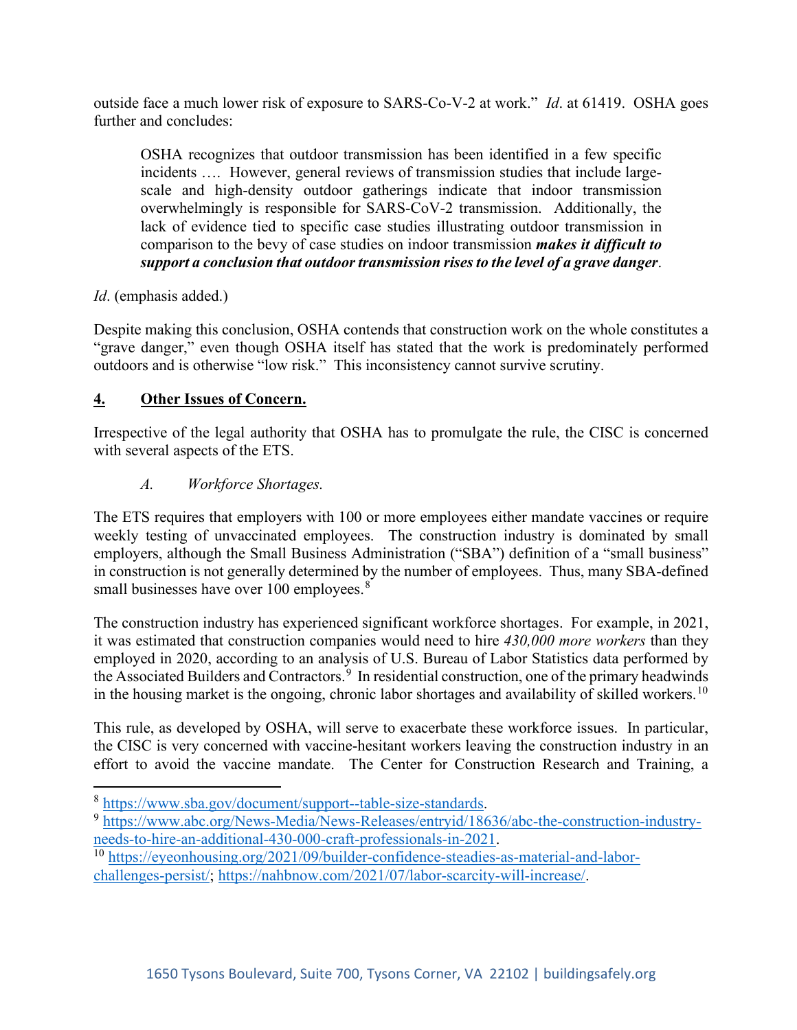outside face a much lower risk of exposure to SARS-Co-V-2 at work." *Id*. at 61419. OSHA goes further and concludes:

> OSHA recognizes that outdoor transmission has been identified in a few specific incidents …. However, general reviews of transmission studies that include large-scale and high-density outdoor gatherings indicate that indoor transmission overwhelmingly is responsible for SARS-CoV-2 transmission. Additionally, the lack of evidence tied to specific case studies illustrating outdoor transmission in comparison to the bevy of case studies on indoor transmission ***makes it difficult to support a conclusion that outdoor transmission rises to the level of a grave danger***.

*Id*. (emphasis added.)

Despite making this conclusion, OSHA contends that construction work on the whole constitutes a "grave danger," even though OSHA itself has stated that the work is predominately performed outdoors and is otherwise "low risk." This inconsistency cannot survive scrutiny.

## **4. Other Issues of Concern.**

Irrespective of the legal authority that OSHA has to promulgate the rule, the CISC is concerned with several aspects of the ETS.

### *A. Workforce Shortages.*

The ETS requires that employers with 100 or more employees either mandate vaccines or require weekly testing of unvaccinated employees. The construction industry is dominated by small employers, although the Small Business Administration ("SBA") definition of a "small business" in construction is not generally determined by the number of employees. Thus, many SBA-defined small businesses have over 100 employees.[8]

The construction industry has experienced significant workforce shortages. For example, in 2021, it was estimated that construction companies would need to hire *430,000 more workers* than they employed in 2020, according to an analysis of U.S. Bureau of Labor Statistics data performed by the Associated Builders and Contractors.[9] In residential construction, one of the primary headwinds in the housing market is the ongoing, chronic labor shortages and availability of skilled workers.[10]

This rule, as developed by OSHA, will serve to exacerbate these workforce issues. In particular, the CISC is very concerned with vaccine-hesitant workers leaving the construction industry in an effort to avoid the vaccine mandate. The Center for Construction Research and Training, a

---

[8] https://www.sba.gov/document/support--table-size-standards.

[9] https://www.abc.org/News-Media/News-Releases/entryid/18636/abc-the-construction-industry-needs-to-hire-an-additional-430-000-craft-professionals-in-2021.

[10] https://eyeonhousing.org/2021/09/builder-confidence-steadies-as-material-and-labor-challenges-persist/; https://nahbnow.com/2021/07/labor-scarcity-will-increase/.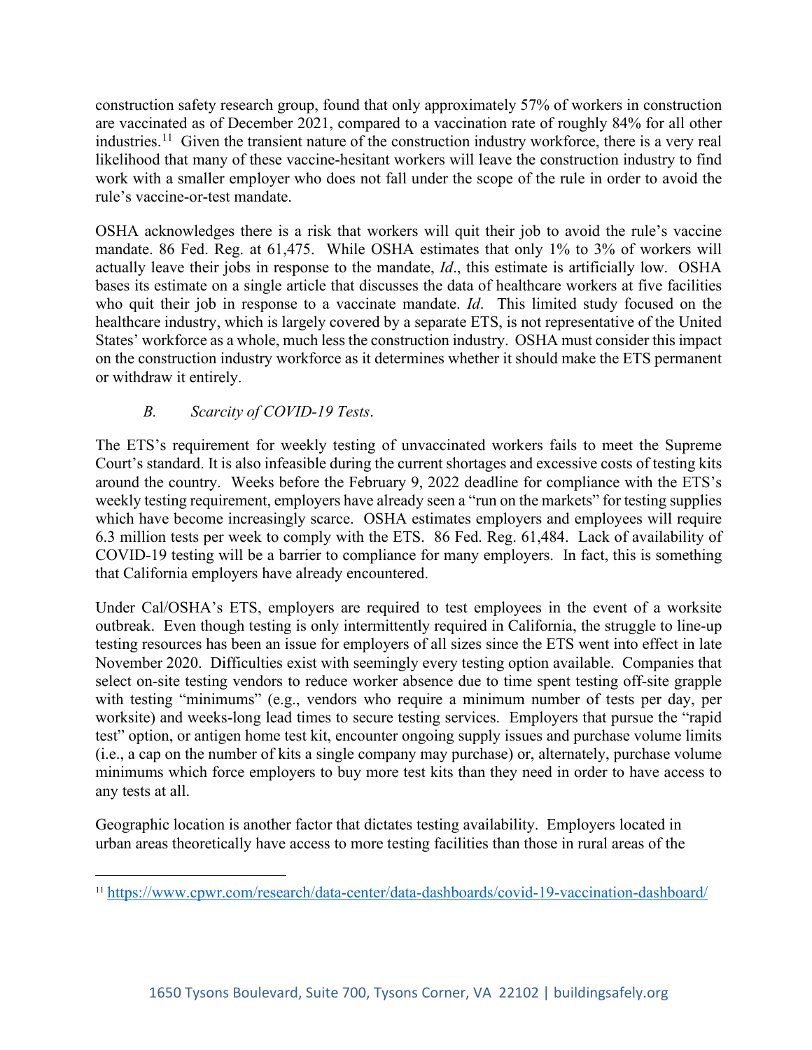construction safety research group, found that only approximately 57% of workers in construction are vaccinated as of December 2021, compared to a vaccination rate of roughly 84% for all other industries.[11] Given the transient nature of the construction industry workforce, there is a very real likelihood that many of these vaccine-hesitant workers will leave the construction industry to find work with a smaller employer who does not fall under the scope of the rule in order to avoid the rule's vaccine-or-test mandate.

OSHA acknowledges there is a risk that workers will quit their job to avoid the rule's vaccine mandate. 86 Fed. Reg. at 61,475. While OSHA estimates that only 1% to 3% of workers will actually leave their jobs in response to the mandate, *Id*., this estimate is artificially low. OSHA bases its estimate on a single article that discusses the data of healthcare workers at five facilities who quit their job in response to a vaccinate mandate. *Id*. This limited study focused on the healthcare industry, which is largely covered by a separate ETS, is not representative of the United States' workforce as a whole, much less the construction industry. OSHA must consider this impact on the construction industry workforce as it determines whether it should make the ETS permanent or withdraw it entirely.

### *B. Scarcity of COVID-19 Tests*.

The ETS's requirement for weekly testing of unvaccinated workers fails to meet the Supreme Court's standard. It is also infeasible during the current shortages and excessive costs of testing kits around the country. Weeks before the February 9, 2022 deadline for compliance with the ETS's weekly testing requirement, employers have already seen a "run on the markets" for testing supplies which have become increasingly scarce. OSHA estimates employers and employees will require 6.3 million tests per week to comply with the ETS. 86 Fed. Reg. 61,484. Lack of availability of COVID-19 testing will be a barrier to compliance for many employers. In fact, this is something that California employers have already encountered.

Under Cal/OSHA's ETS, employers are required to test employees in the event of a worksite outbreak. Even though testing is only intermittently required in California, the struggle to line-up testing resources has been an issue for employers of all sizes since the ETS went into effect in late November 2020. Difficulties exist with seemingly every testing option available. Companies that select on-site testing vendors to reduce worker absence due to time spent testing off-site grapple with testing "minimums" (e.g., vendors who require a minimum number of tests per day, per worksite) and weeks-long lead times to secure testing services. Employers that pursue the "rapid test" option, or antigen home test kit, encounter ongoing supply issues and purchase volume limits (i.e., a cap on the number of kits a single company may purchase) or, alternately, purchase volume minimums which force employers to buy more test kits than they need in order to have access to any tests at all.

Geographic location is another factor that dictates testing availability. Employers located in urban areas theoretically have access to more testing facilities than those in rural areas of the

[11] https://www.cpwr.com/research/data-center/data-dashboards/covid-19-vaccination-dashboard/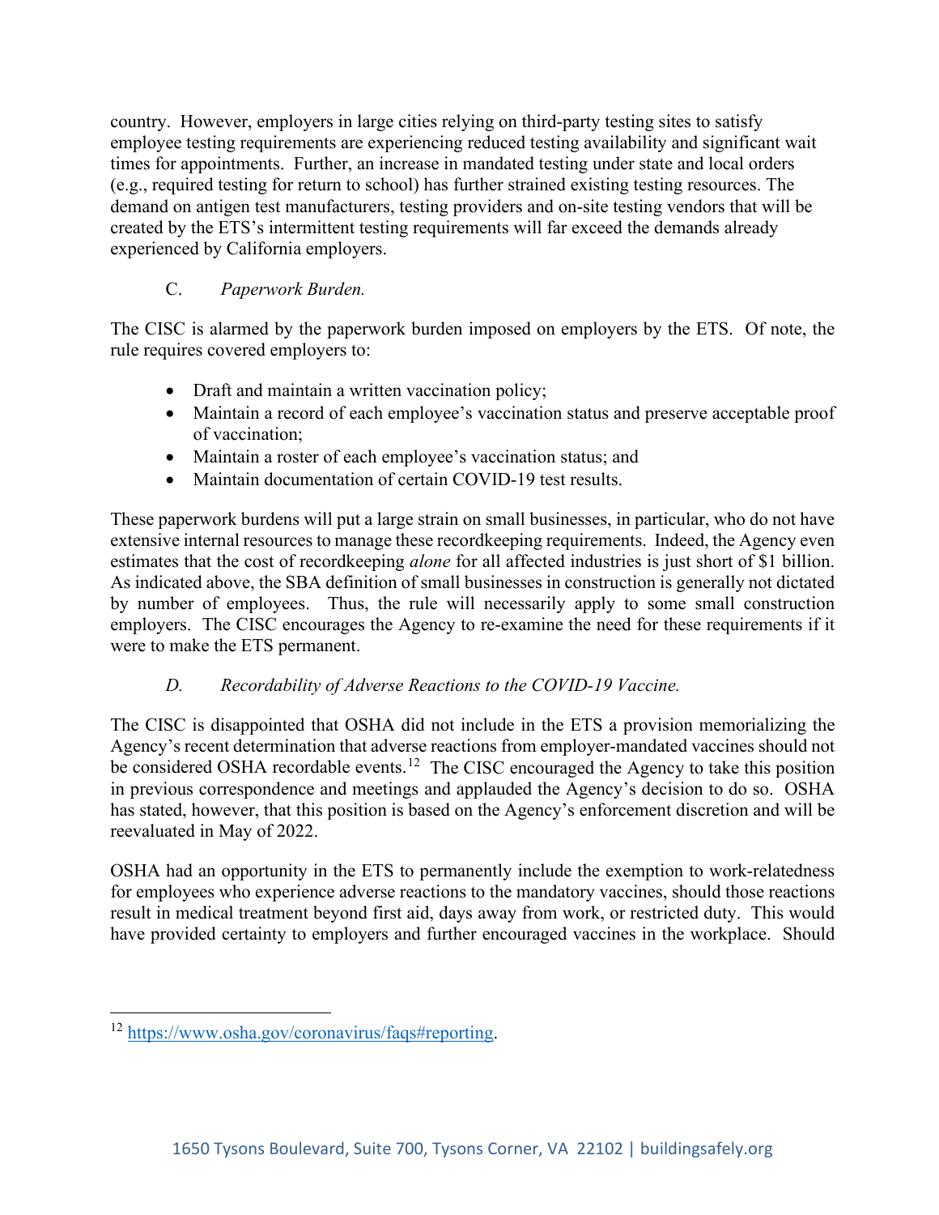country. However, employers in large cities relying on third-party testing sites to satisfy employee testing requirements are experiencing reduced testing availability and significant wait times for appointments. Further, an increase in mandated testing under state and local orders (e.g., required testing for return to school) has further strained existing testing resources. The demand on antigen test manufacturers, testing providers and on-site testing vendors that will be created by the ETS's intermittent testing requirements will far exceed the demands already experienced by California employers.

### C. *Paperwork Burden.*

The CISC is alarmed by the paperwork burden imposed on employers by the ETS. Of note, the rule requires covered employers to:

- Draft and maintain a written vaccination policy;
- Maintain a record of each employee's vaccination status and preserve acceptable proof of vaccination;
- Maintain a roster of each employee's vaccination status; and
- Maintain documentation of certain COVID-19 test results.

These paperwork burdens will put a large strain on small businesses, in particular, who do not have extensive internal resources to manage these recordkeeping requirements. Indeed, the Agency even estimates that the cost of recordkeeping *alone* for all affected industries is just short of $1 billion. As indicated above, the SBA definition of small businesses in construction is generally not dictated by number of employees. Thus, the rule will necessarily apply to some small construction employers. The CISC encourages the Agency to re-examine the need for these requirements if it were to make the ETS permanent.

### *D. Recordability of Adverse Reactions to the COVID-19 Vaccine.*

The CISC is disappointed that OSHA did not include in the ETS a provision memorializing the Agency's recent determination that adverse reactions from employer-mandated vaccines should not be considered OSHA recordable events.[12] The CISC encouraged the Agency to take this position in previous correspondence and meetings and applauded the Agency's decision to do so. OSHA has stated, however, that this position is based on the Agency's enforcement discretion and will be reevaluated in May of 2022.

OSHA had an opportunity in the ETS to permanently include the exemption to work-relatedness for employees who experience adverse reactions to the mandatory vaccines, should those reactions result in medical treatment beyond first aid, days away from work, or restricted duty. This would have provided certainty to employers and further encouraged vaccines in the workplace. Should

---

[12] https://www.osha.gov/coronavirus/faqs#reporting.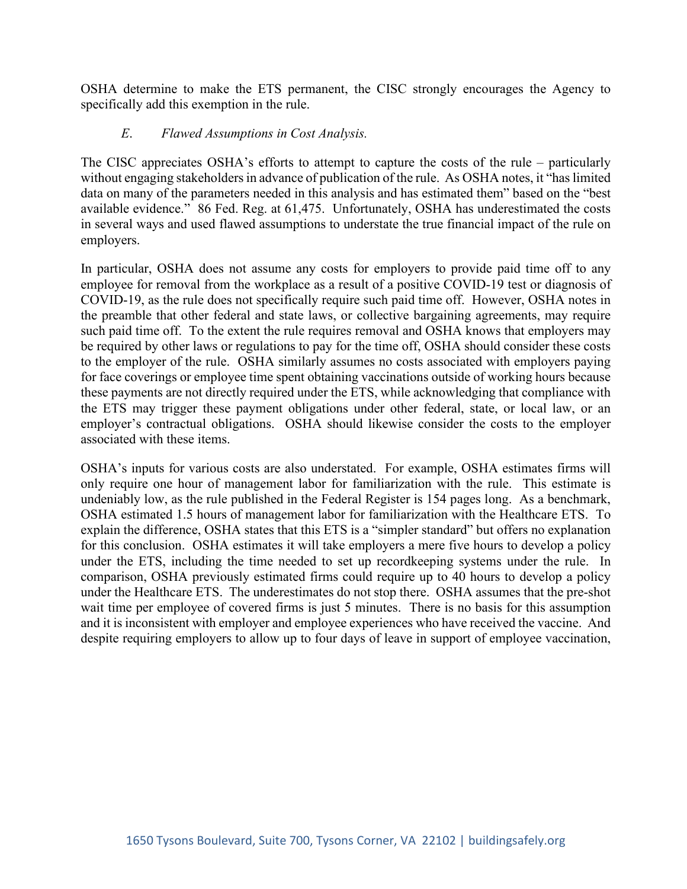OSHA determine to make the ETS permanent, the CISC strongly encourages the Agency to specifically add this exemption in the rule.

*E. Flawed Assumptions in Cost Analysis.*

The CISC appreciates OSHA's efforts to attempt to capture the costs of the rule – particularly without engaging stakeholders in advance of publication of the rule. As OSHA notes, it "has limited data on many of the parameters needed in this analysis and has estimated them" based on the "best available evidence." 86 Fed. Reg. at 61,475. Unfortunately, OSHA has underestimated the costs in several ways and used flawed assumptions to understate the true financial impact of the rule on employers.

In particular, OSHA does not assume any costs for employers to provide paid time off to any employee for removal from the workplace as a result of a positive COVID-19 test or diagnosis of COVID-19, as the rule does not specifically require such paid time off. However, OSHA notes in the preamble that other federal and state laws, or collective bargaining agreements, may require such paid time off. To the extent the rule requires removal and OSHA knows that employers may be required by other laws or regulations to pay for the time off, OSHA should consider these costs to the employer of the rule. OSHA similarly assumes no costs associated with employers paying for face coverings or employee time spent obtaining vaccinations outside of working hours because these payments are not directly required under the ETS, while acknowledging that compliance with the ETS may trigger these payment obligations under other federal, state, or local law, or an employer's contractual obligations. OSHA should likewise consider the costs to the employer associated with these items.

OSHA's inputs for various costs are also understated. For example, OSHA estimates firms will only require one hour of management labor for familiarization with the rule. This estimate is undeniably low, as the rule published in the Federal Register is 154 pages long. As a benchmark, OSHA estimated 1.5 hours of management labor for familiarization with the Healthcare ETS. To explain the difference, OSHA states that this ETS is a "simpler standard" but offers no explanation for this conclusion. OSHA estimates it will take employers a mere five hours to develop a policy under the ETS, including the time needed to set up recordkeeping systems under the rule. In comparison, OSHA previously estimated firms could require up to 40 hours to develop a policy under the Healthcare ETS. The underestimates do not stop there. OSHA assumes that the pre-shot wait time per employee of covered firms is just 5 minutes. There is no basis for this assumption and it is inconsistent with employer and employee experiences who have received the vaccine. And despite requiring employers to allow up to four days of leave in support of employee vaccination,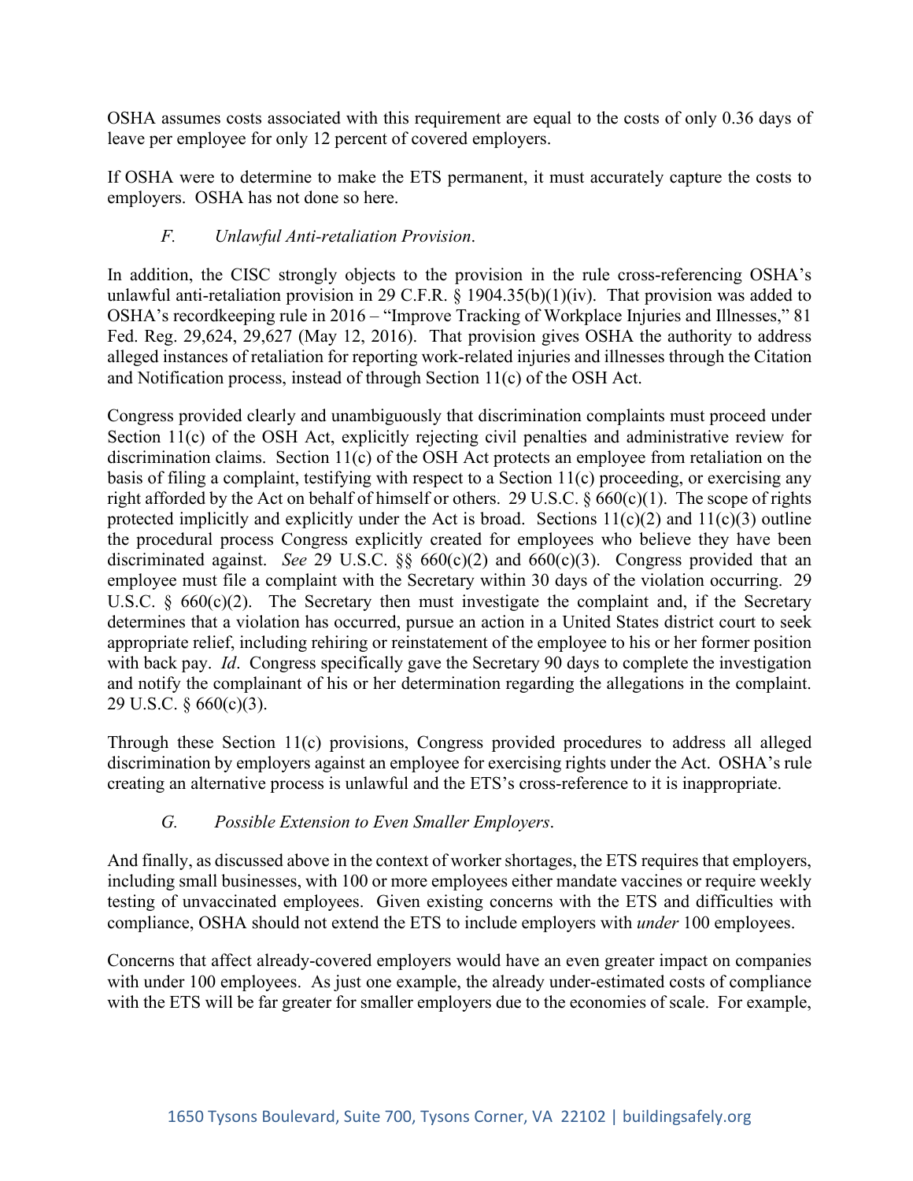OSHA assumes costs associated with this requirement are equal to the costs of only 0.36 days of leave per employee for only 12 percent of covered employers.

If OSHA were to determine to make the ETS permanent, it must accurately capture the costs to employers. OSHA has not done so here.

### *F. Unlawful Anti-retaliation Provision.*

In addition, the CISC strongly objects to the provision in the rule cross-referencing OSHA's unlawful anti-retaliation provision in 29 C.F.R. § 1904.35(b)(1)(iv). That provision was added to OSHA's recordkeeping rule in 2016 – "Improve Tracking of Workplace Injuries and Illnesses," 81 Fed. Reg. 29,624, 29,627 (May 12, 2016). That provision gives OSHA the authority to address alleged instances of retaliation for reporting work-related injuries and illnesses through the Citation and Notification process, instead of through Section 11(c) of the OSH Act.

Congress provided clearly and unambiguously that discrimination complaints must proceed under Section 11(c) of the OSH Act, explicitly rejecting civil penalties and administrative review for discrimination claims. Section 11(c) of the OSH Act protects an employee from retaliation on the basis of filing a complaint, testifying with respect to a Section 11(c) proceeding, or exercising any right afforded by the Act on behalf of himself or others. 29 U.S.C. § 660(c)(1). The scope of rights protected implicitly and explicitly under the Act is broad. Sections 11(c)(2) and 11(c)(3) outline the procedural process Congress explicitly created for employees who believe they have been discriminated against. *See* 29 U.S.C. §§ 660(c)(2) and 660(c)(3). Congress provided that an employee must file a complaint with the Secretary within 30 days of the violation occurring. 29 U.S.C. § 660(c)(2). The Secretary then must investigate the complaint and, if the Secretary determines that a violation has occurred, pursue an action in a United States district court to seek appropriate relief, including rehiring or reinstatement of the employee to his or her former position with back pay. *Id*. Congress specifically gave the Secretary 90 days to complete the investigation and notify the complainant of his or her determination regarding the allegations in the complaint. 29 U.S.C. § 660(c)(3).

Through these Section 11(c) provisions, Congress provided procedures to address all alleged discrimination by employers against an employee for exercising rights under the Act. OSHA's rule creating an alternative process is unlawful and the ETS's cross-reference to it is inappropriate.

### *G. Possible Extension to Even Smaller Employers.*

And finally, as discussed above in the context of worker shortages, the ETS requires that employers, including small businesses, with 100 or more employees either mandate vaccines or require weekly testing of unvaccinated employees. Given existing concerns with the ETS and difficulties with compliance, OSHA should not extend the ETS to include employers with *under* 100 employees.

Concerns that affect already-covered employers would have an even greater impact on companies with under 100 employees. As just one example, the already under-estimated costs of compliance with the ETS will be far greater for smaller employers due to the economies of scale. For example,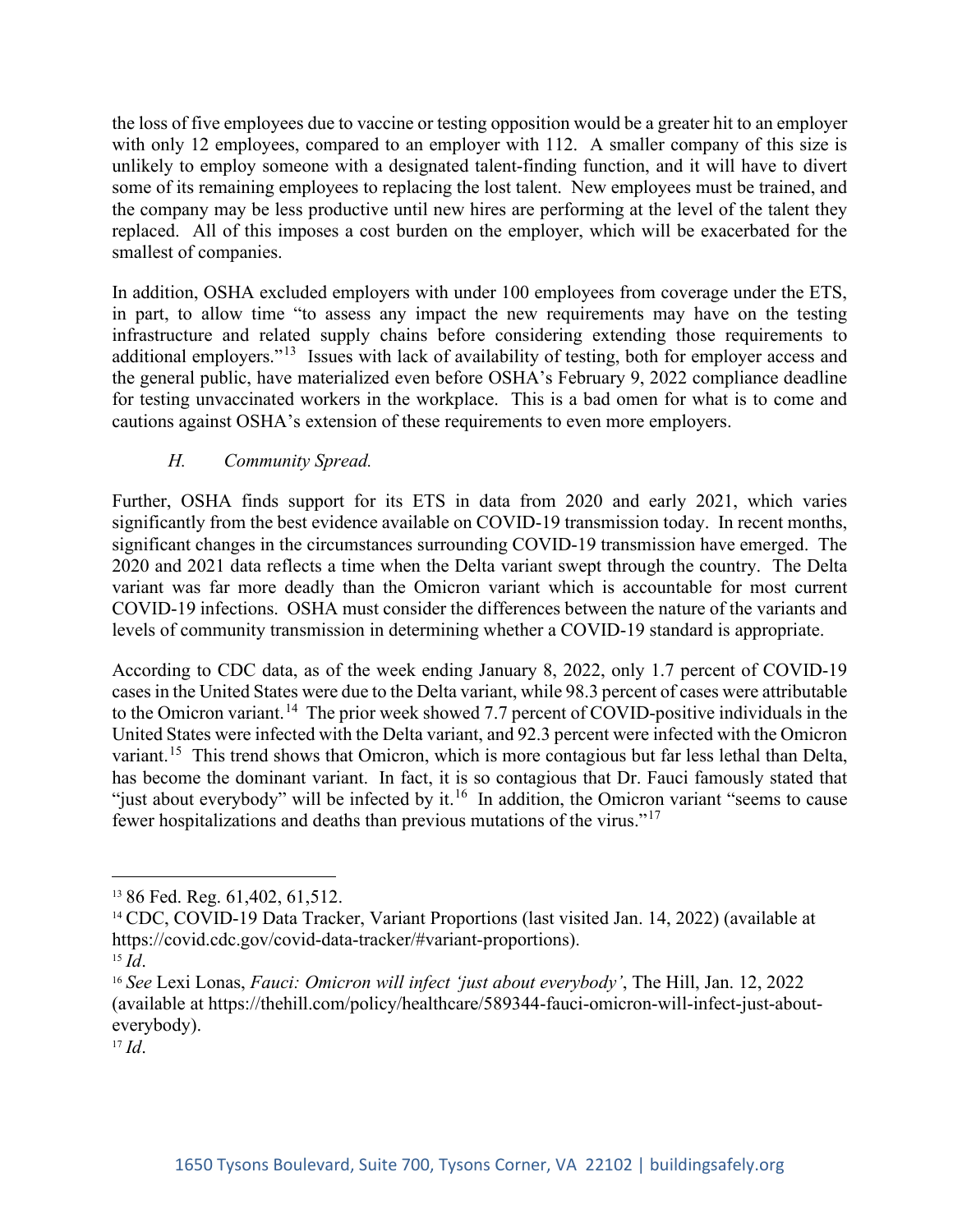the loss of five employees due to vaccine or testing opposition would be a greater hit to an employer with only 12 employees, compared to an employer with 112. A smaller company of this size is unlikely to employ someone with a designated talent-finding function, and it will have to divert some of its remaining employees to replacing the lost talent. New employees must be trained, and the company may be less productive until new hires are performing at the level of the talent they replaced. All of this imposes a cost burden on the employer, which will be exacerbated for the smallest of companies.

In addition, OSHA excluded employers with under 100 employees from coverage under the ETS, in part, to allow time "to assess any impact the new requirements may have on the testing infrastructure and related supply chains before considering extending those requirements to additional employers."[13] Issues with lack of availability of testing, both for employer access and the general public, have materialized even before OSHA's February 9, 2022 compliance deadline for testing unvaccinated workers in the workplace. This is a bad omen for what is to come and cautions against OSHA's extension of these requirements to even more employers.

### *H. Community Spread.*

Further, OSHA finds support for its ETS in data from 2020 and early 2021, which varies significantly from the best evidence available on COVID-19 transmission today. In recent months, significant changes in the circumstances surrounding COVID-19 transmission have emerged. The 2020 and 2021 data reflects a time when the Delta variant swept through the country. The Delta variant was far more deadly than the Omicron variant which is accountable for most current COVID-19 infections. OSHA must consider the differences between the nature of the variants and levels of community transmission in determining whether a COVID-19 standard is appropriate.

According to CDC data, as of the week ending January 8, 2022, only 1.7 percent of COVID-19 cases in the United States were due to the Delta variant, while 98.3 percent of cases were attributable to the Omicron variant.[14] The prior week showed 7.7 percent of COVID-positive individuals in the United States were infected with the Delta variant, and 92.3 percent were infected with the Omicron variant.[15] This trend shows that Omicron, which is more contagious but far less lethal than Delta, has become the dominant variant. In fact, it is so contagious that Dr. Fauci famously stated that "just about everybody" will be infected by it.[16] In addition, the Omicron variant "seems to cause fewer hospitalizations and deaths than previous mutations of the virus."[17]

---

[13] 86 Fed. Reg. 61,402, 61,512.

[14] CDC, COVID-19 Data Tracker, Variant Proportions (last visited Jan. 14, 2022) (available at https://covid.cdc.gov/covid-data-tracker/#variant-proportions).

[15] *Id*.

[16] *See* Lexi Lonas, *Fauci: Omicron will infect 'just about everybody'*, The Hill, Jan. 12, 2022 (available at https://thehill.com/policy/healthcare/589344-fauci-omicron-will-infect-just-about-everybody).

[17] *Id*.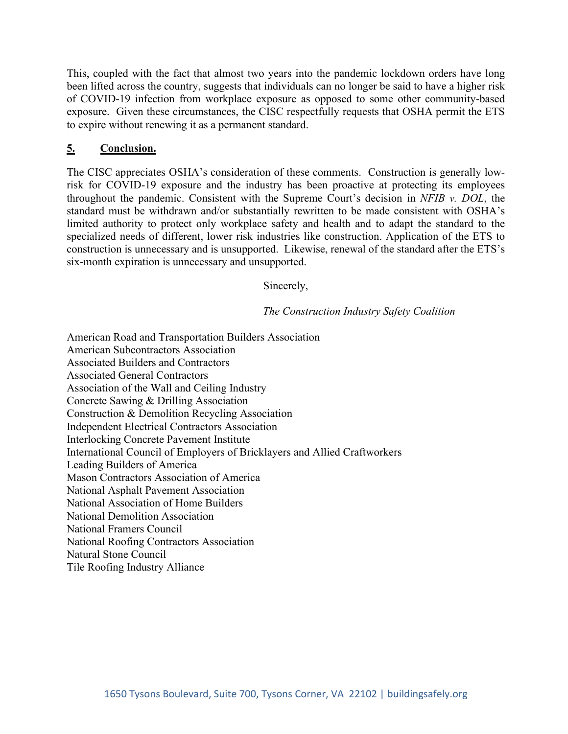This, coupled with the fact that almost two years into the pandemic lockdown orders have long been lifted across the country, suggests that individuals can no longer be said to have a higher risk of COVID-19 infection from workplace exposure as opposed to some other community-based exposure. Given these circumstances, the CISC respectfully requests that OSHA permit the ETS to expire without renewing it as a permanent standard.

## 5. Conclusion.

The CISC appreciates OSHA's consideration of these comments. Construction is generally low-risk for COVID-19 exposure and the industry has been proactive at protecting its employees throughout the pandemic. Consistent with the Supreme Court's decision in *NFIB v. DOL*, the standard must be withdrawn and/or substantially rewritten to be made consistent with OSHA's limited authority to protect only workplace safety and health and to adapt the standard to the specialized needs of different, lower risk industries like construction. Application of the ETS to construction is unnecessary and is unsupported. Likewise, renewal of the standard after the ETS's six-month expiration is unnecessary and unsupported.

Sincerely,

*The Construction Industry Safety Coalition*

American Road and Transportation Builders Association
American Subcontractors Association
Associated Builders and Contractors
Associated General Contractors
Association of the Wall and Ceiling Industry
Concrete Sawing & Drilling Association
Construction & Demolition Recycling Association
Independent Electrical Contractors Association
Interlocking Concrete Pavement Institute
International Council of Employers of Bricklayers and Allied Craftworkers
Leading Builders of America
Mason Contractors Association of America
National Asphalt Pavement Association
National Association of Home Builders
National Demolition Association
National Framers Council
National Roofing Contractors Association
Natural Stone Council
Tile Roofing Industry Alliance